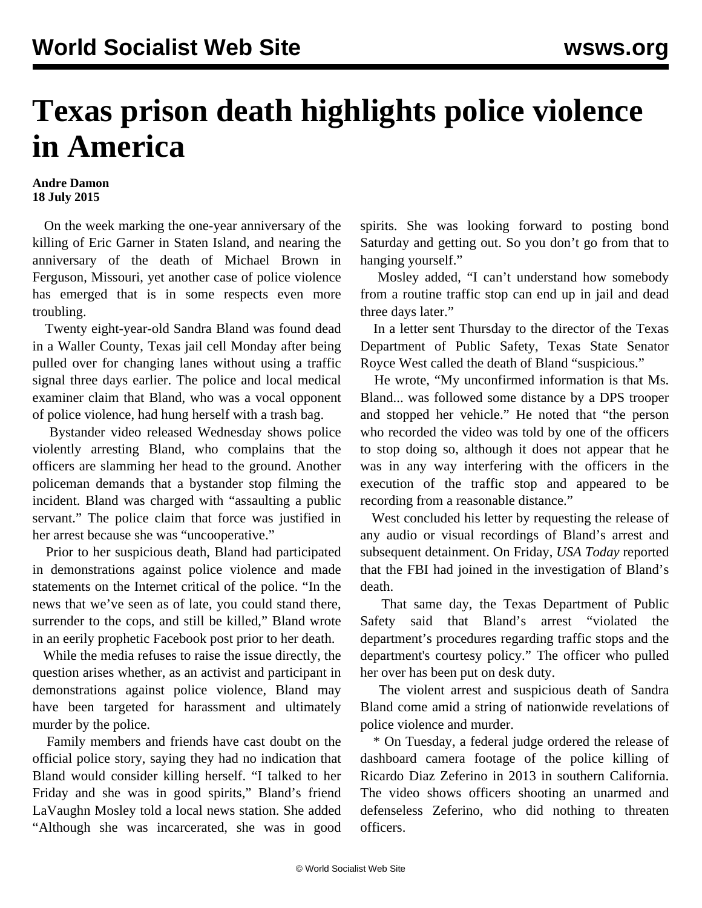# Texas prison death highlights police violence in America

**Andre Damon**
**18 July 2015**

On the week marking the one-year anniversary of the killing of Eric Garner in Staten Island, and nearing the anniversary of the death of Michael Brown in Ferguson, Missouri, yet another case of police violence has emerged that is in some respects even more troubling.

Twenty eight-year-old Sandra Bland was found dead in a Waller County, Texas jail cell Monday after being pulled over for changing lanes without using a traffic signal three days earlier. The police and local medical examiner claim that Bland, who was a vocal opponent of police violence, had hung herself with a trash bag.

Bystander video released Wednesday shows police violently arresting Bland, who complains that the officers are slamming her head to the ground. Another policeman demands that a bystander stop filming the incident. Bland was charged with "assaulting a public servant." The police claim that force was justified in her arrest because she was "uncooperative."

Prior to her suspicious death, Bland had participated in demonstrations against police violence and made statements on the Internet critical of the police. "In the news that we've seen as of late, you could stand there, surrender to the cops, and still be killed," Bland wrote in an eerily prophetic Facebook post prior to her death.

While the media refuses to raise the issue directly, the question arises whether, as an activist and participant in demonstrations against police violence, Bland may have been targeted for harassment and ultimately murder by the police.

Family members and friends have cast doubt on the official police story, saying they had no indication that Bland would consider killing herself. "I talked to her Friday and she was in good spirits," Bland's friend LaVaughn Mosley told a local news station. She added "Although she was incarcerated, she was in good spirits. She was looking forward to posting bond Saturday and getting out. So you don't go from that to hanging yourself."

Mosley added, "I can't understand how somebody from a routine traffic stop can end up in jail and dead three days later."

In a letter sent Thursday to the director of the Texas Department of Public Safety, Texas State Senator Royce West called the death of Bland "suspicious."

He wrote, "My unconfirmed information is that Ms. Bland... was followed some distance by a DPS trooper and stopped her vehicle." He noted that "the person who recorded the video was told by one of the officers to stop doing so, although it does not appear that he was in any way interfering with the officers in the execution of the traffic stop and appeared to be recording from a reasonable distance."

West concluded his letter by requesting the release of any audio or visual recordings of Bland's arrest and subsequent detainment. On Friday, *USA Today* reported that the FBI had joined in the investigation of Bland's death.

That same day, the Texas Department of Public Safety said that Bland's arrest "violated the department's procedures regarding traffic stops and the department's courtesy policy." The officer who pulled her over has been put on desk duty.

The violent arrest and suspicious death of Sandra Bland come amid a string of nationwide revelations of police violence and murder.

* On Tuesday, a federal judge ordered the release of dashboard camera footage of the police killing of Ricardo Diaz Zeferino in 2013 in southern California. The video shows officers shooting an unarmed and defenseless Zeferino, who did nothing to threaten officers.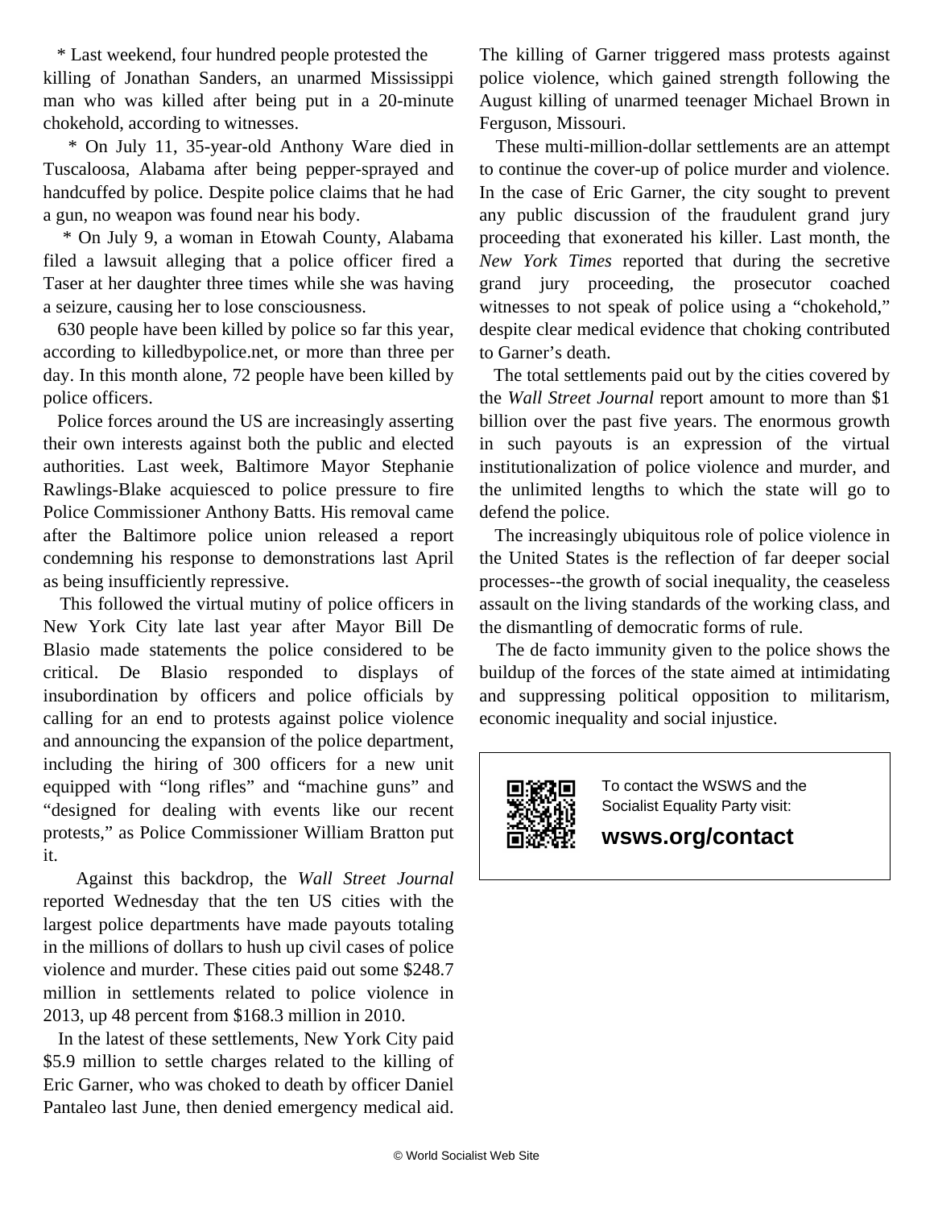* Last weekend, four hundred people protested the killing of Jonathan Sanders, an unarmed Mississippi man who was killed after being put in a 20-minute chokehold, according to witnesses.

* On July 11, 35-year-old Anthony Ware died in Tuscaloosa, Alabama after being pepper-sprayed and handcuffed by police. Despite police claims that he had a gun, no weapon was found near his body.

* On July 9, a woman in Etowah County, Alabama filed a lawsuit alleging that a police officer fired a Taser at her daughter three times while she was having a seizure, causing her to lose consciousness.

630 people have been killed by police so far this year, according to killedbypolice.net, or more than three per day. In this month alone, 72 people have been killed by police officers.

Police forces around the US are increasingly asserting their own interests against both the public and elected authorities. Last week, Baltimore Mayor Stephanie Rawlings-Blake acquiesced to police pressure to fire Police Commissioner Anthony Batts. His removal came after the Baltimore police union released a report condemning his response to demonstrations last April as being insufficiently repressive.

This followed the virtual mutiny of police officers in New York City late last year after Mayor Bill De Blasio made statements the police considered to be critical. De Blasio responded to displays of insubordination by officers and police officials by calling for an end to protests against police violence and announcing the expansion of the police department, including the hiring of 300 officers for a new unit equipped with "long rifles" and "machine guns" and "designed for dealing with events like our recent protests," as Police Commissioner William Bratton put it.

Against this backdrop, the *Wall Street Journal* reported Wednesday that the ten US cities with the largest police departments have made payouts totaling in the millions of dollars to hush up civil cases of police violence and murder. These cities paid out some $248.7 million in settlements related to police violence in 2013, up 48 percent from $168.3 million in 2010.

In the latest of these settlements, New York City paid $5.9 million to settle charges related to the killing of Eric Garner, who was choked to death by officer Daniel Pantaleo last June, then denied emergency medical aid. The killing of Garner triggered mass protests against police violence, which gained strength following the August killing of unarmed teenager Michael Brown in Ferguson, Missouri.

These multi-million-dollar settlements are an attempt to continue the cover-up of police murder and violence. In the case of Eric Garner, the city sought to prevent any public discussion of the fraudulent grand jury proceeding that exonerated his killer. Last month, the *New York Times* reported that during the secretive grand jury proceeding, the prosecutor coached witnesses to not speak of police using a "chokehold," despite clear medical evidence that choking contributed to Garner's death.

The total settlements paid out by the cities covered by the *Wall Street Journal* report amount to more than $1 billion over the past five years. The enormous growth in such payouts is an expression of the virtual institutionalization of police violence and murder, and the unlimited lengths to which the state will go to defend the police.

The increasingly ubiquitous role of police violence in the United States is the reflection of far deeper social processes--the growth of social inequality, the ceaseless assault on the living standards of the working class, and the dismantling of democratic forms of rule.

The de facto immunity given to the police shows the buildup of the forces of the state aimed at intimidating and suppressing political opposition to militarism, economic inequality and social injustice.

To contact the WSWS and the Socialist Equality Party visit:

**wsws.org/contact**